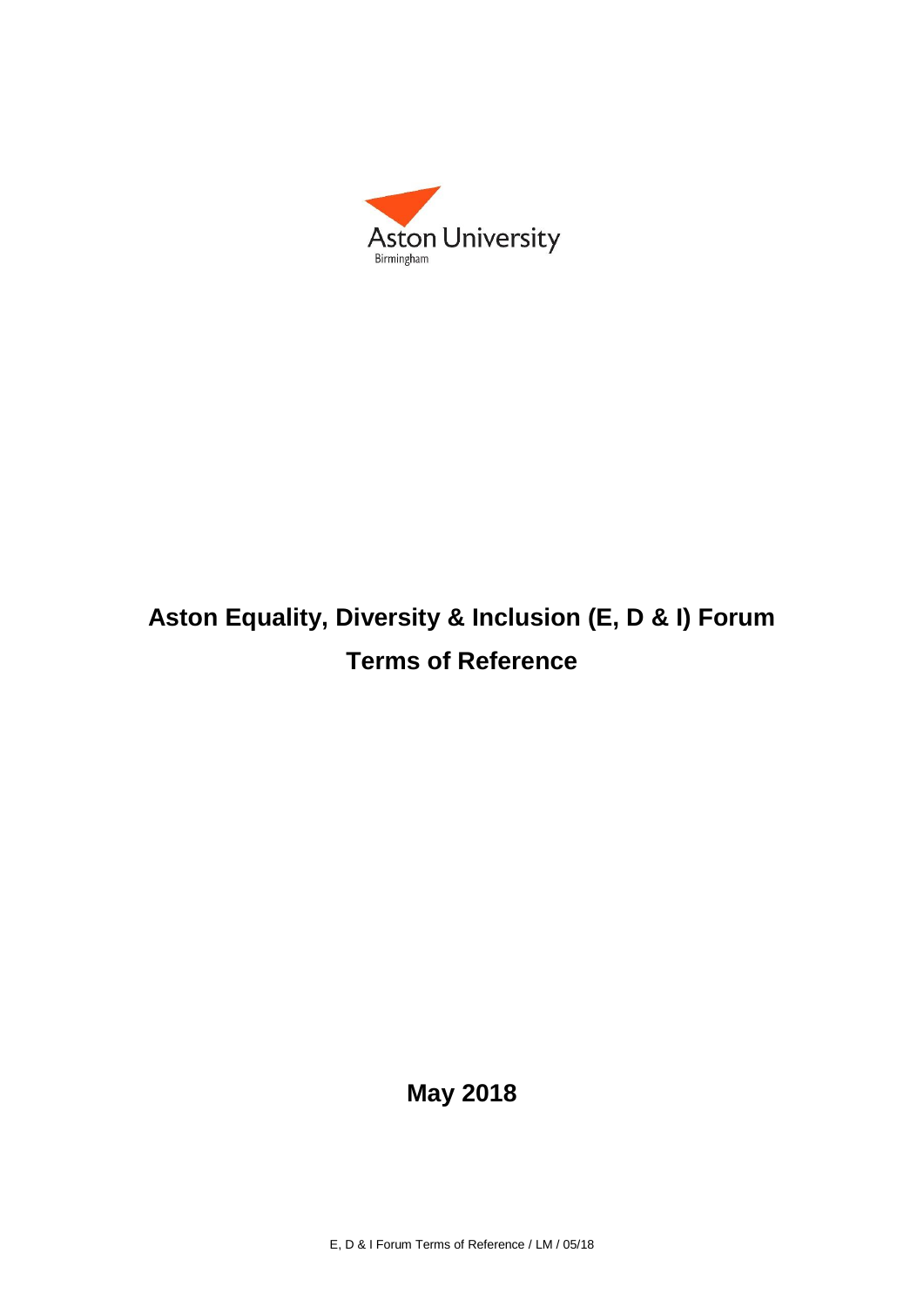Aston University
Birmingham

# Aston Equality, Diversity & Inclusion (E, D & I) Forum

## Terms of Reference

**May 2018**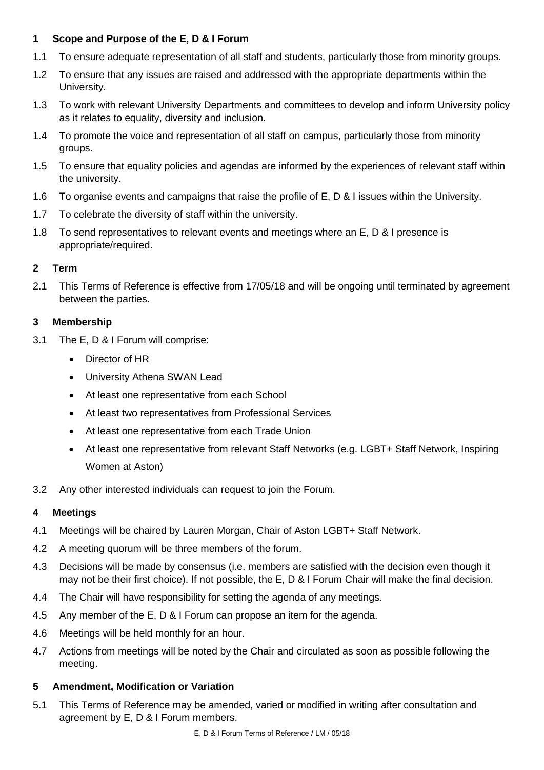## 1 Scope and Purpose of the E, D & I Forum

1.1 To ensure adequate representation of all staff and students, particularly those from minority groups.

1.2 To ensure that any issues are raised and addressed with the appropriate departments within the University.

1.3 To work with relevant University Departments and committees to develop and inform University policy as it relates to equality, diversity and inclusion.

1.4 To promote the voice and representation of all staff on campus, particularly those from minority groups.

1.5 To ensure that equality policies and agendas are informed by the experiences of relevant staff within the university.

1.6 To organise events and campaigns that raise the profile of E, D & I issues within the University.

1.7 To celebrate the diversity of staff within the university.

1.8 To send representatives to relevant events and meetings where an E, D & I presence is appropriate/required.

## 2 Term

2.1 This Terms of Reference is effective from 17/05/18 and will be ongoing until terminated by agreement between the parties.

## 3 Membership

3.1 The E, D & I Forum will comprise:

- Director of HR
- University Athena SWAN Lead
- At least one representative from each School
- At least two representatives from Professional Services
- At least one representative from each Trade Union
- At least one representative from relevant Staff Networks (e.g. LGBT+ Staff Network, Inspiring Women at Aston)

3.2 Any other interested individuals can request to join the Forum.

## 4 Meetings

4.1 Meetings will be chaired by Lauren Morgan, Chair of Aston LGBT+ Staff Network.

4.2 A meeting quorum will be three members of the forum.

4.3 Decisions will be made by consensus (i.e. members are satisfied with the decision even though it may not be their first choice). If not possible, the E, D & I Forum Chair will make the final decision.

4.4 The Chair will have responsibility for setting the agenda of any meetings.

4.5 Any member of the E, D & I Forum can propose an item for the agenda.

4.6 Meetings will be held monthly for an hour.

4.7 Actions from meetings will be noted by the Chair and circulated as soon as possible following the meeting.

## 5 Amendment, Modification or Variation

5.1 This Terms of Reference may be amended, varied or modified in writing after consultation and agreement by E, D & I Forum members.